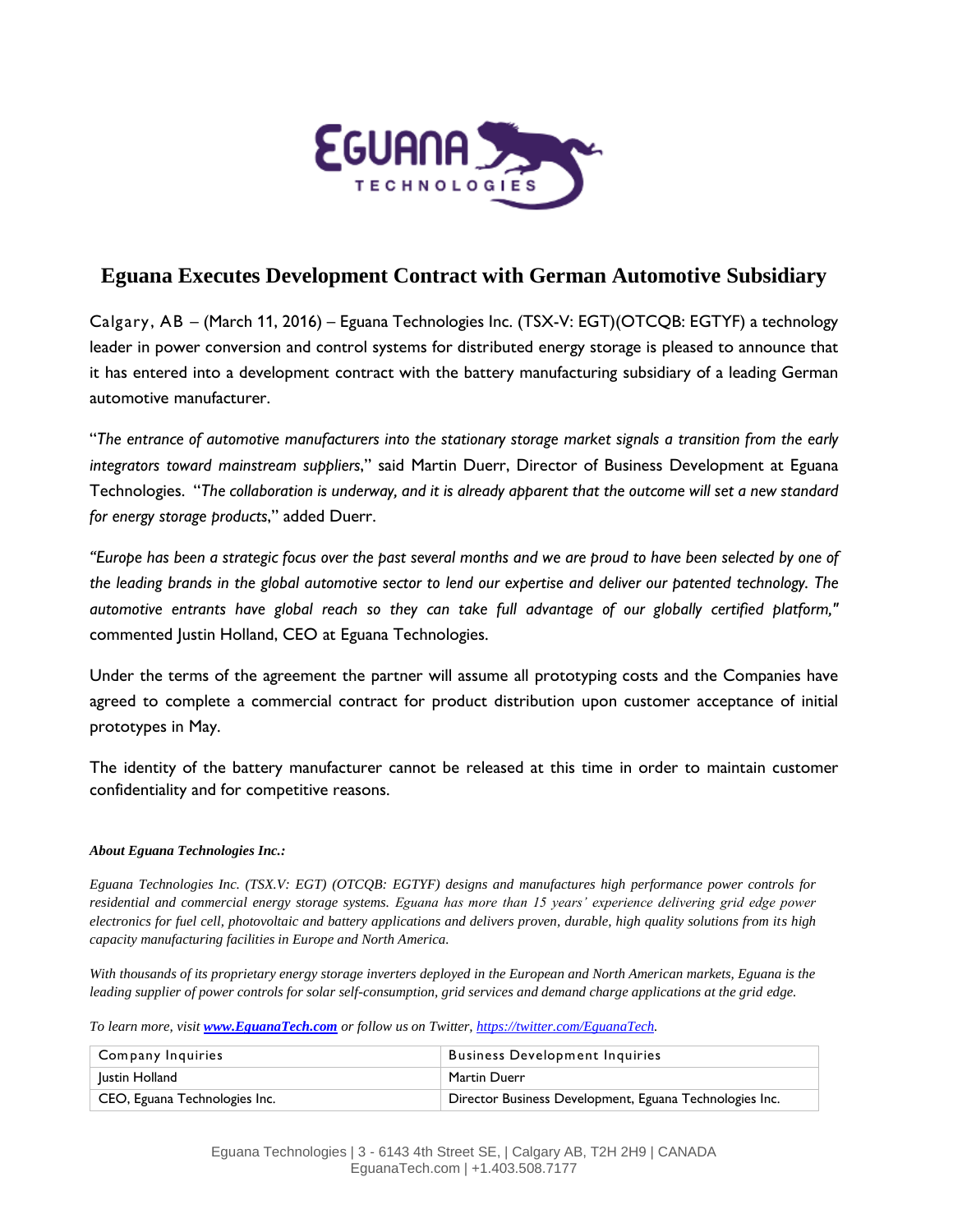# Eguana Executes Development Contract with German Automotive Subsidiary

Calgary, AB – (March 11, 2016) – Eguana Technologies Inc. (TSX-V: EGT)(OTCQB: EGTYF) a technology leader in power conversion and control systems for distributed energy storage is pleased to announce that it has entered into a development contract with the battery manufacturing subsidiary of a leading German automotive manufacturer.

"*The entrance of automotive manufacturers into the stationary storage market signals a transition from the early integrators toward mainstream suppliers*," said Martin Duerr, Director of Business Development at Eguana Technologies. "*The collaboration is underway, and it is already apparent that the outcome will set a new standard for energy storage products*," added Duerr.

*"Europe has been a strategic focus over the past several months and we are proud to have been selected by one of the leading brands in the global automotive sector to lend our expertise and deliver our patented technology. The automotive entrants have global reach so they can take full advantage of our globally certified platform,"* commented Justin Holland, CEO at Eguana Technologies.

Under the terms of the agreement the partner will assume all prototyping costs and the Companies have agreed to complete a commercial contract for product distribution upon customer acceptance of initial prototypes in May.

The identity of the battery manufacturer cannot be released at this time in order to maintain customer confidentiality and for competitive reasons.

***About Eguana Technologies Inc.:***

*Eguana Technologies Inc. (TSX.V: EGT) (OTCQB: EGTYF) designs and manufactures high performance power controls for residential and commercial energy storage systems. Eguana has more than 15 years' experience delivering grid edge power electronics for fuel cell, photovoltaic and battery applications and delivers proven, durable, high quality solutions from its high capacity manufacturing facilities in Europe and North America.*

*With thousands of its proprietary energy storage inverters deployed in the European and North American markets, Eguana is the leading supplier of power controls for solar self-consumption, grid services and demand charge applications at the grid edge.*

*To learn more, visit* ***www.EguanaTech.com*** *or follow us on Twitter, https://twitter.com/EguanaTech.*

| Company Inquiries | Business Development Inquiries |
|---|---|
| Justin Holland | Martin Duerr |
| CEO, Eguana Technologies Inc. | Director Business Development, Eguana Technologies Inc. |

Eguana Technologies | 3 - 6143 4th Street SE, | Calgary AB, T2H 2H9 | CANADA
EguanaTech.com | +1.403.508.7177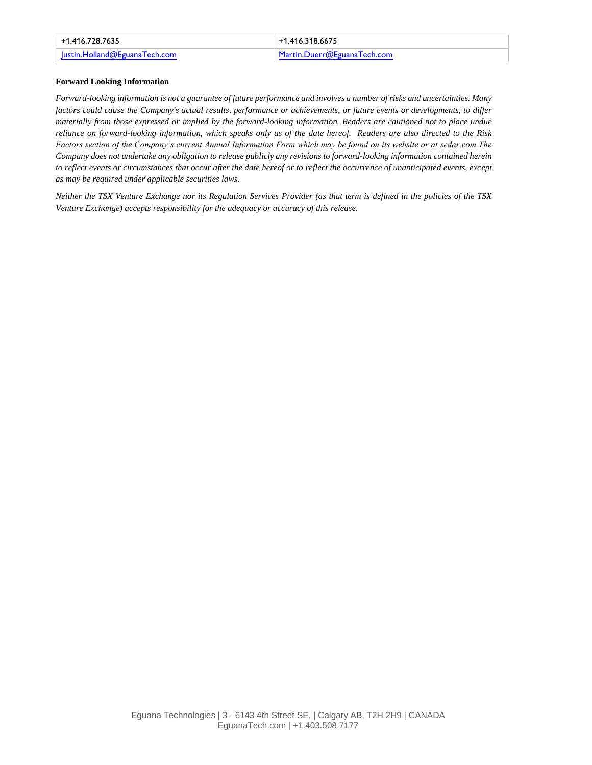| | |
|---|---|
| +1.416.728.7635 | +1.416.318.6675 |
| Justin.Holland@EguanaTech.com | Martin.Duerr@EguanaTech.com |

**Forward Looking Information**

*Forward-looking information is not a guarantee of future performance and involves a number of risks and uncertainties. Many factors could cause the Company's actual results, performance or achievements, or future events or developments, to differ materially from those expressed or implied by the forward-looking information. Readers are cautioned not to place undue reliance on forward-looking information, which speaks only as of the date hereof. Readers are also directed to the Risk Factors section of the Company's current Annual Information Form which may be found on its website or at sedar.com The Company does not undertake any obligation to release publicly any revisions to forward-looking information contained herein to reflect events or circumstances that occur after the date hereof or to reflect the occurrence of unanticipated events, except as may be required under applicable securities laws.*

*Neither the TSX Venture Exchange nor its Regulation Services Provider (as that term is defined in the policies of the TSX Venture Exchange) accepts responsibility for the adequacy or accuracy of this release.*